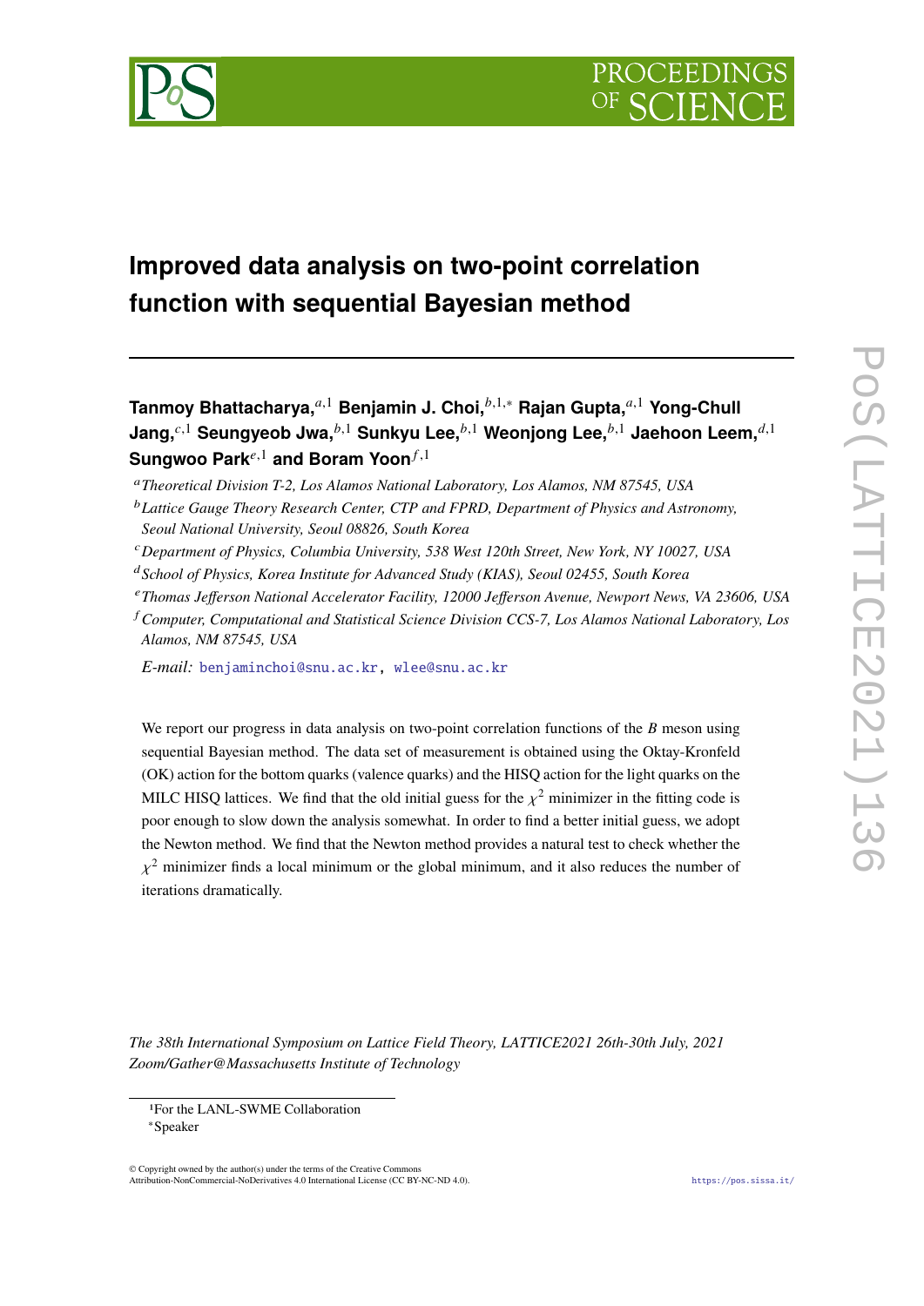# Improved data analysis on two-point correlation function with sequential Bayesian method

**Tanmoy Bhattacharya,**[a,1] **Benjamin J. Choi,**[b,1,*] **Rajan Gupta,**[a,1] **Yong-Chull Jang,**[c,1] **Seungyeob Jwa,**[b,1] **Sunkyu Lee,**[b,1] **Weonjong Lee,**[b,1] **Jaehoon Leem,**[d,1] **Sungwoo Park**[e,1] **and Boram Yoon**[f,1]

[a] *Theoretical Division T-2, Los Alamos National Laboratory, Los Alamos, NM 87545, USA*

[b] *Lattice Gauge Theory Research Center, CTP and FPRD, Department of Physics and Astronomy, Seoul National University, Seoul 08826, South Korea*

[c] *Department of Physics, Columbia University, 538 West 120th Street, New York, NY 10027, USA*

[d] *School of Physics, Korea Institute for Advanced Study (KIAS), Seoul 02455, South Korea*

[e] *Thomas Jefferson National Accelerator Facility, 12000 Jefferson Avenue, Newport News, VA 23606, USA*

[f] *Computer, Computational and Statistical Science Division CCS-7, Los Alamos National Laboratory, Los Alamos, NM 87545, USA*

*E-mail:* benjaminchoi@snu.ac.kr, wlee@snu.ac.kr

We report our progress in data analysis on two-point correlation functions of the $B$ meson using sequential Bayesian method. The data set of measurement is obtained using the Oktay-Kronfeld (OK) action for the bottom quarks (valence quarks) and the HISQ action for the light quarks on the MILC HISQ lattices. We find that the old initial guess for the $\chi^2$ minimizer in the fitting code is poor enough to slow down the analysis somewhat. In order to find a better initial guess, we adopt the Newton method. We find that the Newton method provides a natural test to check whether the $\chi^2$ minimizer finds a local minimum or the global minimum, and it also reduces the number of iterations dramatically.

*The 38th International Symposium on Lattice Field Theory, LATTICE2021 26th-30th July, 2021 Zoom/Gather@Massachusetts Institute of Technology*

[1] For the LANL-SWME Collaboration

[*] Speaker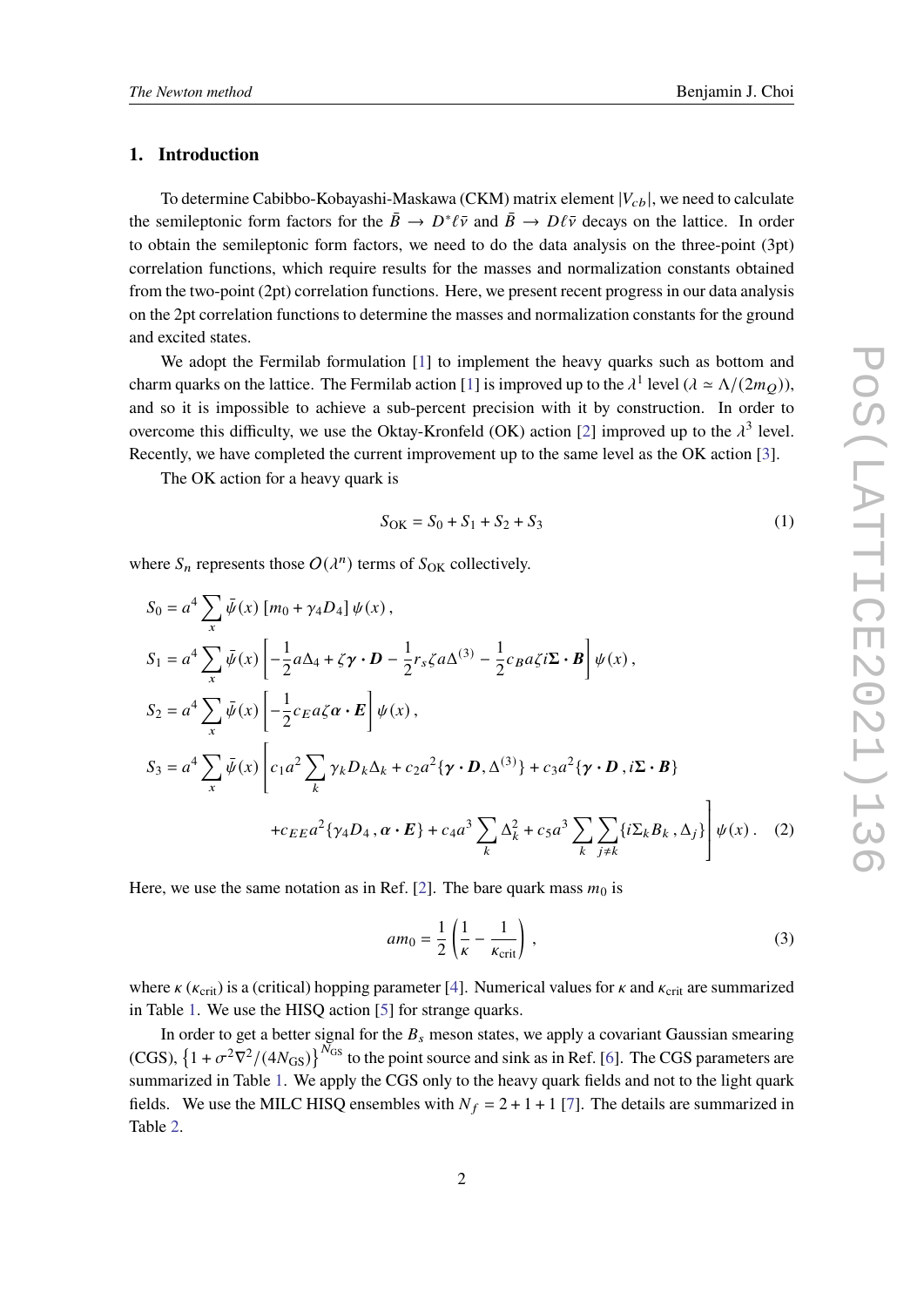## 1. Introduction

To determine Cabibbo-Kobayashi-Maskawa (CKM) matrix element $|V_{cb}|$, we need to calculate the semileptonic form factors for the $\bar{B} \to D^* \ell \bar{\nu}$ and $\bar{B} \to D \ell \bar{\nu}$ decays on the lattice. In order to obtain the semileptonic form factors, we need to do the data analysis on the three-point (3pt) correlation functions, which require results for the masses and normalization constants obtained from the two-point (2pt) correlation functions. Here, we present recent progress in our data analysis on the 2pt correlation functions to determine the masses and normalization constants for the ground and excited states.

We adopt the Fermilab formulation [1] to implement the heavy quarks such as bottom and charm quarks on the lattice. The Fermilab action [1] is improved up to the $\lambda^1$ level ($\lambda \simeq \Lambda/(2m_Q)$), and so it is impossible to achieve a sub-percent precision with it by construction. In order to overcome this difficulty, we use the Oktay-Kronfeld (OK) action [2] improved up to the $\lambda^3$ level. Recently, we have completed the current improvement up to the same level as the OK action [3].

The OK action for a heavy quark is

$$S_{\text{OK}} = S_0 + S_1 + S_2 + S_3 \tag{1}$$

where $S_n$ represents those $O(\lambda^n)$ terms of $S_{\text{OK}}$ collectively.

$$\begin{aligned}
S_0 &= a^4 \sum_x \bar{\psi}(x) \left[ m_0 + \gamma_4 D_4 \right] \psi(x) \,, \\
S_1 &= a^4 \sum_x \bar{\psi}(x) \left[ -\frac{1}{2} a \Delta_4 + \zeta \boldsymbol{\gamma} \cdot \boldsymbol{D} - \frac{1}{2} r_s \zeta a \Delta^{(3)} - \frac{1}{2} c_B a \zeta i \boldsymbol{\Sigma} \cdot \boldsymbol{B} \right] \psi(x) \,, \\
S_2 &= a^4 \sum_x \bar{\psi}(x) \left[ -\frac{1}{2} c_E a \zeta \boldsymbol{\alpha} \cdot \boldsymbol{E} \right] \psi(x) \,, \\
S_3 &= a^4 \sum_x \bar{\psi}(x) \Bigg[ c_1 a^2 \sum_k \gamma_k D_k \Delta_k + c_2 a^2 \{ \boldsymbol{\gamma} \cdot \boldsymbol{D}, \Delta^{(3)} \} + c_3 a^2 \{ \boldsymbol{\gamma} \cdot \boldsymbol{D} \,, i \boldsymbol{\Sigma} \cdot \boldsymbol{B} \} \\
&\qquad + c_{EE} a^2 \{ \gamma_4 D_4 \,, \boldsymbol{\alpha} \cdot \boldsymbol{E} \} + c_4 a^3 \sum_k \Delta_k^2 + c_5 a^3 \sum_k \sum_{j \neq k} \{ i \Sigma_k B_k \,, \Delta_j \} \Bigg] \psi(x) \,.
\end{aligned} \tag{2}$$

Here, we use the same notation as in Ref. [2]. The bare quark mass $m_0$ is

$$a m_0 = \frac{1}{2} \left( \frac{1}{\kappa} - \frac{1}{\kappa_{\text{crit}}} \right) \,, \tag{3}$$

where $\kappa$ ($\kappa_{\text{crit}}$) is a (critical) hopping parameter [4]. Numerical values for $\kappa$ and $\kappa_{\text{crit}}$ are summarized in Table 1. We use the HISQ action [5] for strange quarks.

In order to get a better signal for the $B_s$ meson states, we apply a covariant Gaussian smearing (CGS), $\left\{ 1 + \sigma^2 \nabla^2 / (4 N_{\text{GS}}) \right\}^{N_{\text{GS}}}$ to the point source and sink as in Ref. [6]. The CGS parameters are summarized in Table 1. We apply the CGS only to the heavy quark fields and not to the light quark fields. We use the MILC HISQ ensembles with $N_f = 2 + 1 + 1$ [7]. The details are summarized in Table 2.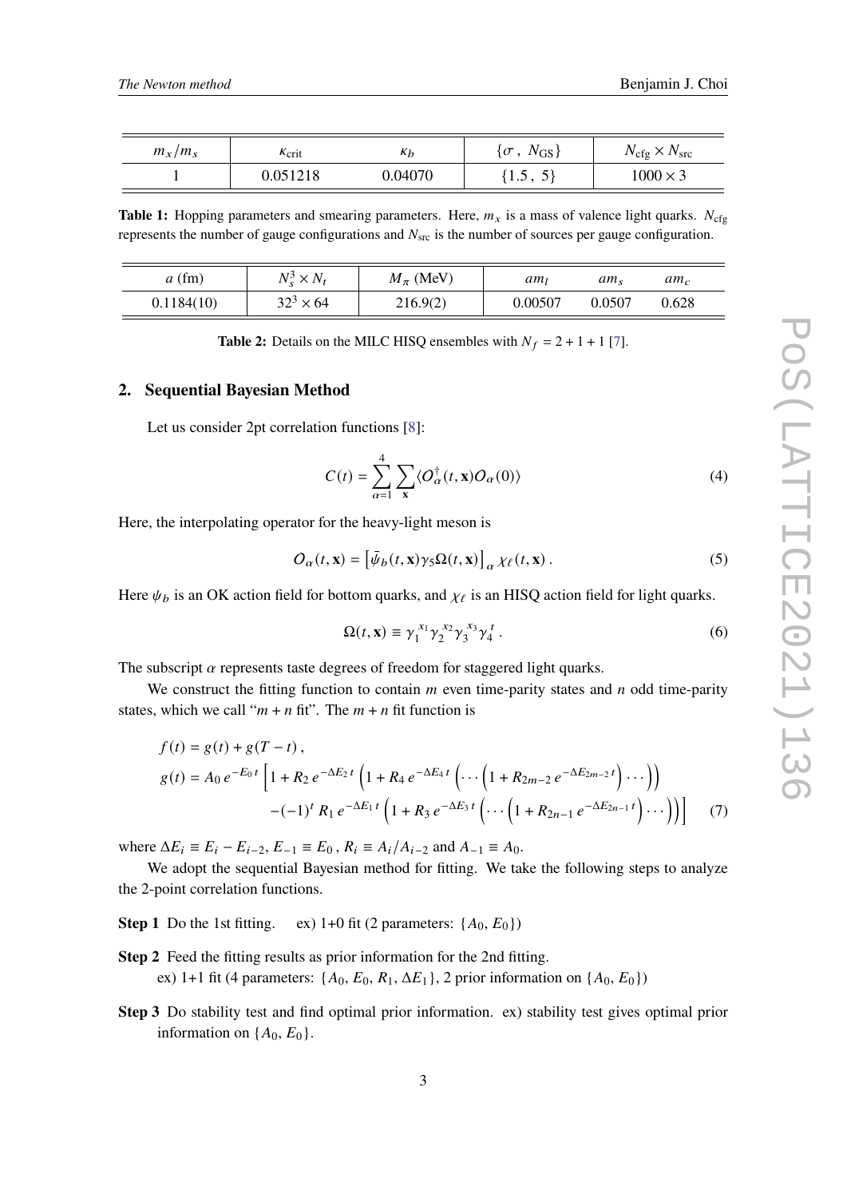| $m_x/m_s$ | $\kappa_{\text{crit}}$ | $\kappa_b$ | $\{\sigma\,,\ N_{\text{GS}}\}$ | $N_{\text{cfg}} \times N_{\text{src}}$ |
|---|---|---|---|---|
| 1 | 0.051218 | 0.04070 | $\{1.5\,,\ 5\}$ | $1000 \times 3$ |

**Table 1:** Hopping parameters and smearing parameters. Here, $m_x$ is a mass of valence light quarks. $N_{\text{cfg}}$ represents the number of gauge configurations and $N_{\text{src}}$ is the number of sources per gauge configuration.

| $a$ (fm) | $N_s^3 \times N_t$ | $M_\pi$ (MeV) | $am_l$ | $am_s$ | $am_c$ |
|---|---|---|---|---|---|
| 0.1184(10) | $32^3 \times 64$ | 216.9(2) | 0.00507 | 0.0507 | 0.628 |

**Table 2:** Details on the MILC HISQ ensembles with $N_f = 2+1+1$ [7].

## 2. Sequential Bayesian Method

Let us consider 2pt correlation functions [8]:

$$C(t) = \sum_{\alpha=1}^{4} \sum_{\mathbf{x}} \langle O_\alpha^\dagger(t,\mathbf{x}) O_\alpha(0) \rangle \tag{4}$$

Here, the interpolating operator for the heavy-light meson is

$$O_\alpha(t,\mathbf{x}) = \left[\bar{\psi}_b(t,\mathbf{x}) \gamma_5 \Omega(t,\mathbf{x})\right]_\alpha \chi_\ell(t,\mathbf{x})\,. \tag{5}$$

Here $\psi_b$ is an OK action field for bottom quarks, and $\chi_\ell$ is an HISQ action field for light quarks.

$$\Omega(t,\mathbf{x}) \equiv \gamma_1^{x_1} \gamma_2^{x_2} \gamma_3^{x_3} \gamma_4^{t}\,. \tag{6}$$

The subscript $\alpha$ represents taste degrees of freedom for staggered light quarks.

We construct the fitting function to contain $m$ even time-parity states and $n$ odd time-parity states, which we call "$m+n$ fit". The $m+n$ fit function is

$$\begin{aligned}
f(t) &= g(t) + g(T-t)\,,\\
g(t) &= A_0\, e^{-E_0 t} \Big[ 1 + R_2\, e^{-\Delta E_2 t} \Big( 1 + R_4\, e^{-\Delta E_4 t} \Big( \cdots \Big( 1 + R_{2m-2}\, e^{-\Delta E_{2m-2} t} \Big) \cdots \Big)\Big) \\
&\qquad - (-1)^t R_1\, e^{-\Delta E_1 t} \Big( 1 + R_3\, e^{-\Delta E_3 t} \Big( \cdots \Big( 1 + R_{2n-1}\, e^{-\Delta E_{2n-1} t} \Big) \cdots \Big)\Big) \Big]
\end{aligned} \tag{7}$$

where $\Delta E_i \equiv E_i - E_{i-2}$, $E_{-1} \equiv E_0$, $R_i \equiv A_i / A_{i-2}$ and $A_{-1} \equiv A_0$.

We adopt the sequential Bayesian method for fitting. We take the following steps to analyze the 2-point correlation functions.

**Step 1** Do the 1st fitting. ex) 1+0 fit (2 parameters: $\{A_0, E_0\}$)

**Step 2** Feed the fitting results as prior information for the 2nd fitting.
ex) 1+1 fit (4 parameters: $\{A_0, E_0, R_1, \Delta E_1\}$, 2 prior information on $\{A_0, E_0\}$)

**Step 3** Do stability test and find optimal prior information. ex) stability test gives optimal prior information on $\{A_0, E_0\}$.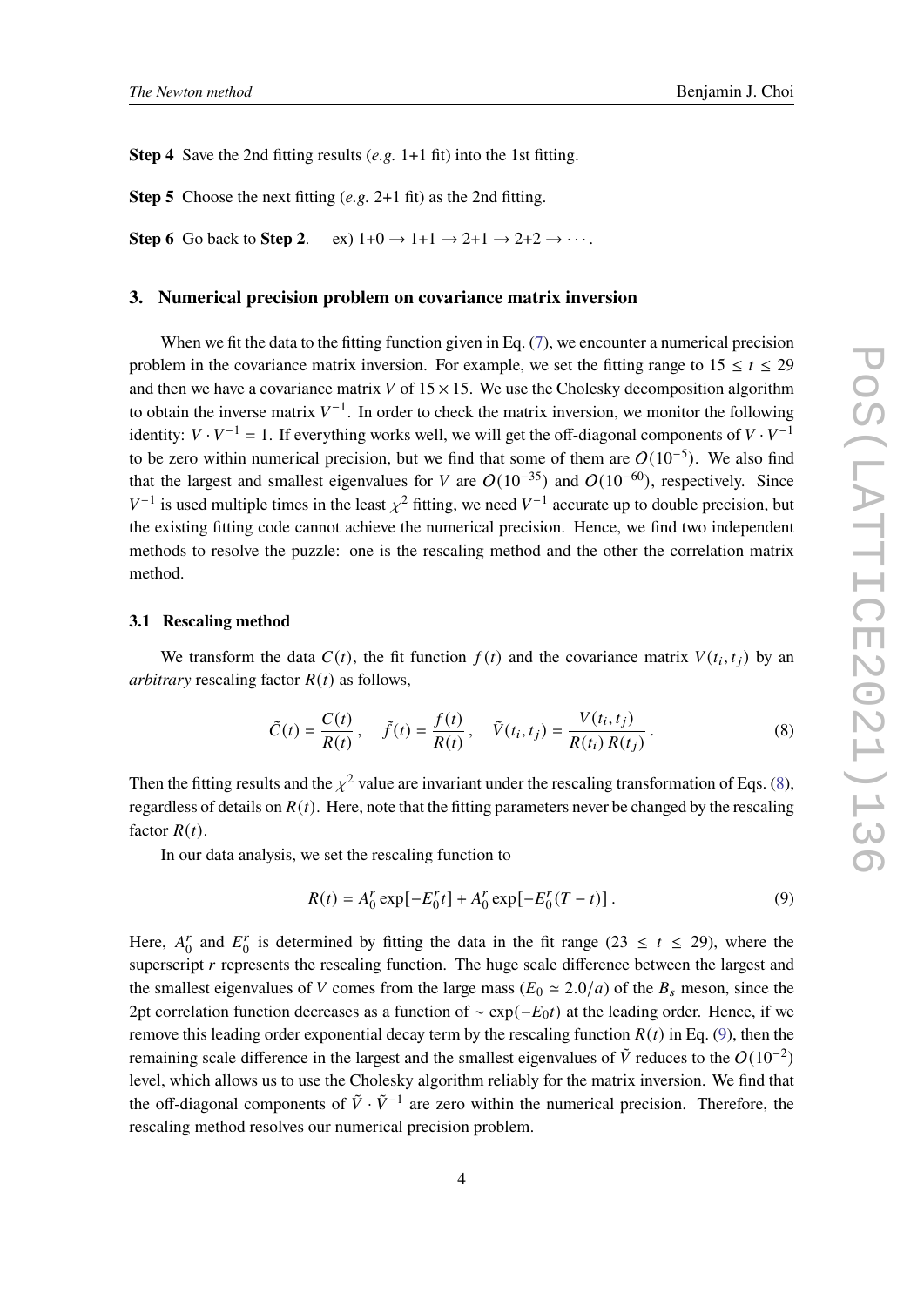**Step 4** Save the 2nd fitting results (*e.g.* 1+1 fit) into the 1st fitting.

**Step 5** Choose the next fitting (*e.g.* 2+1 fit) as the 2nd fitting.

**Step 6** Go back to **Step 2**. ex) 1+0 → 1+1 → 2+1 → 2+2 → ⋯.

## 3. Numerical precision problem on covariance matrix inversion

When we fit the data to the fitting function given in Eq. (7), we encounter a numerical precision problem in the covariance matrix inversion. For example, we set the fitting range to $15 \leq t \leq 29$ and then we have a covariance matrix $V$ of $15 \times 15$. We use the Cholesky decomposition algorithm to obtain the inverse matrix $V^{-1}$. In order to check the matrix inversion, we monitor the following identity: $V \cdot V^{-1} = 1$. If everything works well, we will get the off-diagonal components of $V \cdot V^{-1}$ to be zero within numerical precision, but we find that some of them are $O(10^{-5})$. We also find that the largest and smallest eigenvalues for $V$ are $O(10^{-35})$ and $O(10^{-60})$, respectively. Since $V^{-1}$ is used multiple times in the least $\chi^2$ fitting, we need $V^{-1}$ accurate up to double precision, but the existing fitting code cannot achieve the numerical precision. Hence, we find two independent methods to resolve the puzzle: one is the rescaling method and the other the correlation matrix method.

### 3.1 Rescaling method

We transform the data $C(t)$, the fit function $f(t)$ and the covariance matrix $V(t_i, t_j)$ by an *arbitrary* rescaling factor $R(t)$ as follows,

$$\tilde{C}(t) = \frac{C(t)}{R(t)}, \quad \tilde{f}(t) = \frac{f(t)}{R(t)}, \quad \tilde{V}(t_i, t_j) = \frac{V(t_i, t_j)}{R(t_i)\, R(t_j)}. \tag{8}$$

Then the fitting results and the $\chi^2$ value are invariant under the rescaling transformation of Eqs. (8), regardless of details on $R(t)$. Here, note that the fitting parameters never be changed by the rescaling factor $R(t)$.

In our data analysis, we set the rescaling function to

$$R(t) = A_0^r \exp[-E_0^r t] + A_0^r \exp[-E_0^r (T - t)]. \tag{9}$$

Here, $A_0^r$ and $E_0^r$ is determined by fitting the data in the fit range ($23 \leq t \leq 29$), where the superscript $r$ represents the rescaling function. The huge scale difference between the largest and the smallest eigenvalues of $V$ comes from the large mass ($E_0 \simeq 2.0/a$) of the $B_s$ meson, since the 2pt correlation function decreases as a function of $\sim \exp(-E_0 t)$ at the leading order. Hence, if we remove this leading order exponential decay term by the rescaling function $R(t)$ in Eq. (9), then the remaining scale difference in the largest and the smallest eigenvalues of $\tilde{V}$ reduces to the $O(10^{-2})$ level, which allows us to use the Cholesky algorithm reliably for the matrix inversion. We find that the off-diagonal components of $\tilde{V} \cdot \tilde{V}^{-1}$ are zero within the numerical precision. Therefore, the rescaling method resolves our numerical precision problem.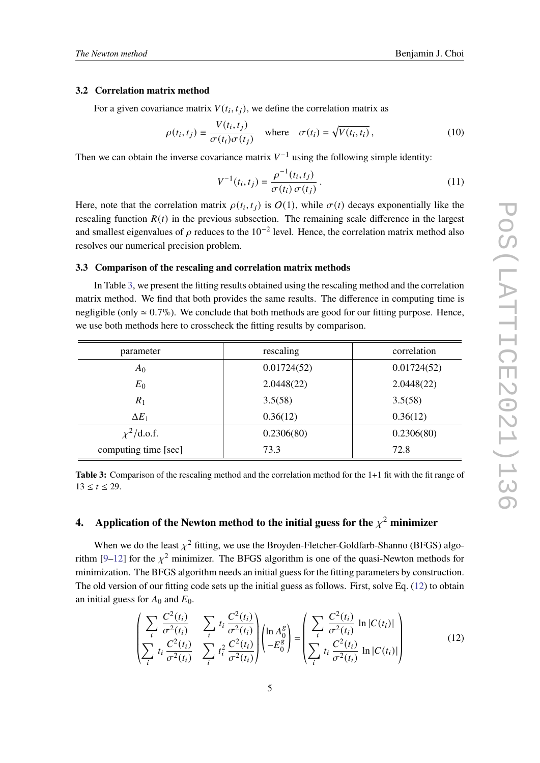### 3.2 Correlation matrix method

For a given covariance matrix $V(t_i, t_j)$, we define the correlation matrix as

$$\rho(t_i, t_j) \equiv \frac{V(t_i, t_j)}{\sigma(t_i)\sigma(t_j)} \quad \text{where} \quad \sigma(t_i) = \sqrt{V(t_i, t_i)}\,, \tag{10}$$

Then we can obtain the inverse covariance matrix $V^{-1}$ using the following simple identity:

$$V^{-1}(t_i, t_j) = \frac{\rho^{-1}(t_i, t_j)}{\sigma(t_i)\,\sigma(t_j)}\,. \tag{11}$$

Here, note that the correlation matrix $\rho(t_i, t_j)$ is $O(1)$, while $\sigma(t)$ decays exponentially like the rescaling function $R(t)$ in the previous subsection. The remaining scale difference in the largest and smallest eigenvalues of $\rho$ reduces to the $10^{-2}$ level. Hence, the correlation matrix method also resolves our numerical precision problem.

### 3.3 Comparison of the rescaling and correlation matrix methods

In Table 3, we present the fitting results obtained using the rescaling method and the correlation matrix method. We find that both provides the same results. The difference in computing time is negligible (only $\simeq 0.7\%$). We conclude that both methods are good for our fitting purpose. Hence, we use both methods here to crosscheck the fitting results by comparison.

| parameter | rescaling | correlation |
|---|---|---|
| $A_0$ | 0.01724(52) | 0.01724(52) |
| $E_0$ | 2.0448(22) | 2.0448(22) |
| $R_1$ | 3.5(58) | 3.5(58) |
| $\Delta E_1$ | 0.36(12) | 0.36(12) |
| $\chi^2$/d.o.f. | 0.2306(80) | 0.2306(80) |
| computing time [sec] | 73.3 | 72.8 |

**Table 3:** Comparison of the rescaling method and the correlation method for the 1+1 fit with the fit range of $13 \le t \le 29$.

## 4. Application of the Newton method to the initial guess for the $\chi^2$ minimizer

When we do the least $\chi^2$ fitting, we use the Broyden-Fletcher-Goldfarb-Shanno (BFGS) algorithm [9–12] for the $\chi^2$ minimizer. The BFGS algorithm is one of the quasi-Newton methods for minimization. The BFGS algorithm needs an initial guess for the fitting parameters by construction. The old version of our fitting code sets up the initial guess as follows. First, solve Eq. (12) to obtain an initial guess for $A_0$ and $E_0$.

$$\begin{pmatrix} \displaystyle\sum_i \frac{C^2(t_i)}{\sigma^2(t_i)} & \displaystyle\sum_i t_i\,\frac{C^2(t_i)}{\sigma^2(t_i)} \\ \displaystyle\sum_i t_i\,\frac{C^2(t_i)}{\sigma^2(t_i)} & \displaystyle\sum_i t_i^2\,\frac{C^2(t_i)}{\sigma^2(t_i)} \end{pmatrix} \begin{pmatrix} \ln A_0^g \\ -E_0^g \end{pmatrix} = \begin{pmatrix} \displaystyle\sum_i \frac{C^2(t_i)}{\sigma^2(t_i)}\,\ln|C(t_i)| \\ \displaystyle\sum_i t_i\,\frac{C^2(t_i)}{\sigma^2(t_i)}\,\ln|C(t_i)| \end{pmatrix} \tag{12}$$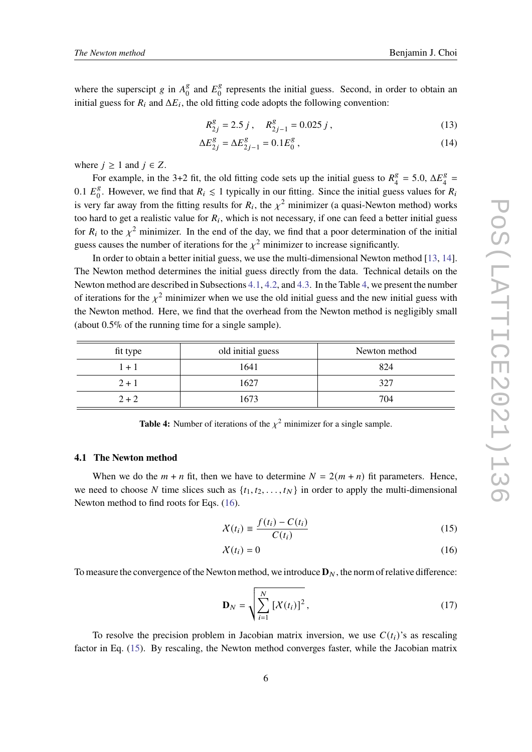where the superscipt $g$ in $A_0^g$ and $E_0^g$ represents the initial guess. Second, in order to obtain an initial guess for $R_i$ and $\Delta E_i$, the old fitting code adopts the following convention:

$$R_{2j}^g = 2.5\, j\,, \quad R_{2j-1}^g = 0.025\, j\,, \tag{13}$$

$$\Delta E_{2j}^g = \Delta E_{2j-1}^g = 0.1 E_0^g\,, \tag{14}$$

where $j \geq 1$ and $j \in Z$.

For example, in the 3+2 fit, the old fitting code sets up the initial guess to $R_4^g = 5.0$, $\Delta E_4^g = 0.1\ E_0^g$. However, we find that $R_i \lesssim 1$ typically in our fitting. Since the initial guess values for $R_i$ is very far away from the fitting results for $R_i$, the $\chi^2$ minimizer (a quasi-Newton method) works too hard to get a realistic value for $R_i$, which is not necessary, if one can feed a better initial guess for $R_i$ to the $\chi^2$ minimizer. In the end of the day, we find that a poor determination of the initial guess causes the number of iterations for the $\chi^2$ minimizer to increase significantly.

In order to obtain a better initial guess, we use the multi-dimensional Newton method [13, 14]. The Newton method determines the initial guess directly from the data. Technical details on the Newton method are described in Subsections 4.1, 4.2, and 4.3. In the Table 4, we present the number of iterations for the $\chi^2$ minimizer when we use the old initial guess and the new initial guess with the Newton method. Here, we find that the overhead from the Newton method is negligibly small (about 0.5% of the running time for a single sample).

| fit type | old initial guess | Newton method |
|---|---|---|
| $1+1$ | 1641 | 824 |
| $2+1$ | 1627 | 327 |
| $2+2$ | 1673 | 704 |

**Table 4:** Number of iterations of the $\chi^2$ minimizer for a single sample.

### 4.1 The Newton method

When we do the $m+n$ fit, then we have to determine $N = 2(m+n)$ fit parameters. Hence, we need to choose $N$ time slices such as $\{t_1, t_2, \ldots, t_N\}$ in order to apply the multi-dimensional Newton method to find roots for Eqs. (16).

$$\mathcal{X}(t_i) \equiv \frac{f(t_i) - C(t_i)}{C(t_i)} \tag{15}$$

$$\mathcal{X}(t_i) = 0 \tag{16}$$

To measure the convergence of the Newton method, we introduce $\mathbf{D}_N$, the norm of relative difference:

$$\mathbf{D}_N = \sqrt{\sum_{i=1}^{N} [\mathcal{X}(t_i)]^2}\,, \tag{17}$$

To resolve the precision problem in Jacobian matrix inversion, we use $C(t_i)$'s as rescaling factor in Eq. (15). By rescaling, the Newton method converges faster, while the Jacobian matrix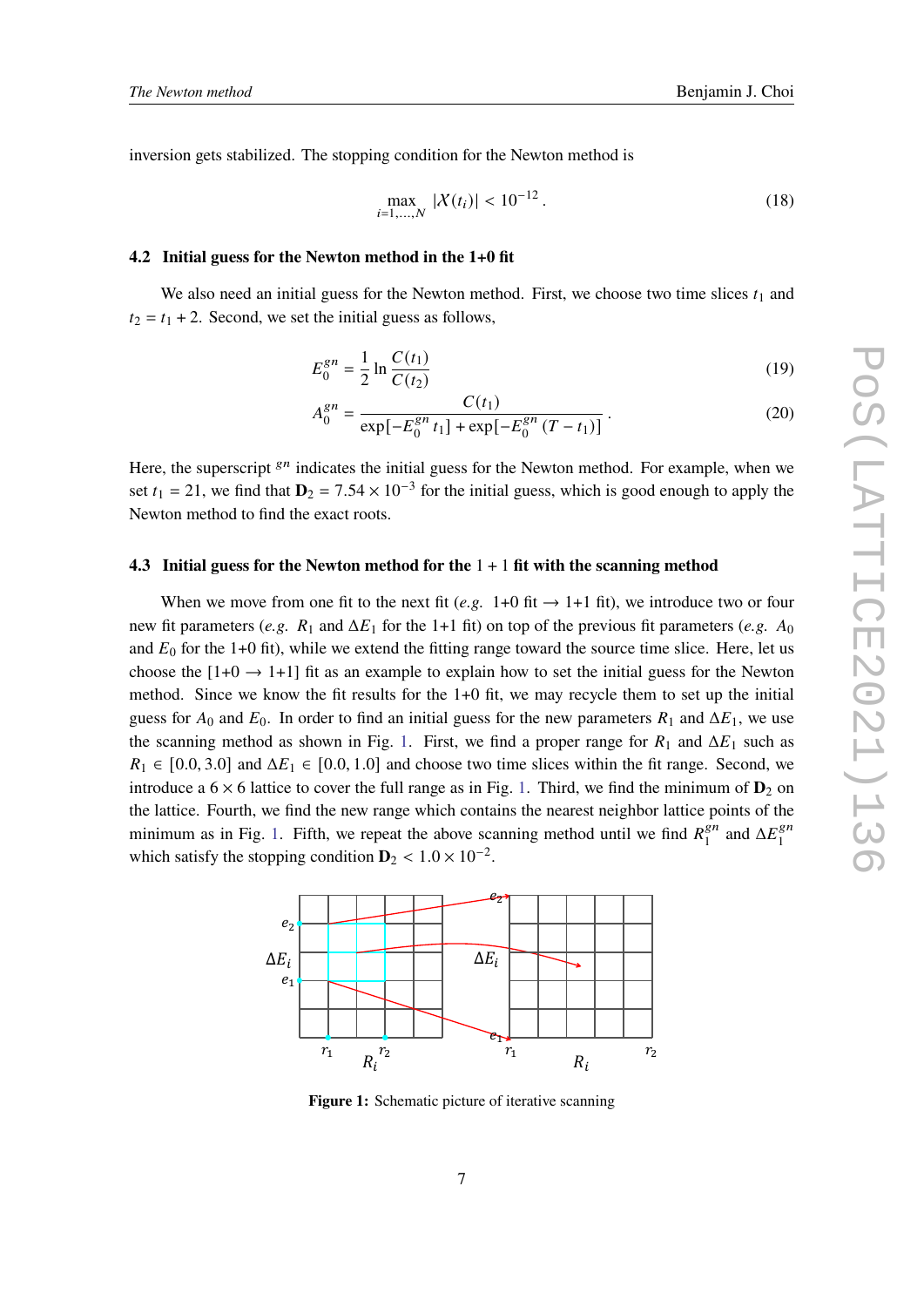inversion gets stabilized. The stopping condition for the Newton method is

$$\max_{i=1,\ldots,N} |\mathcal{X}(t_i)| < 10^{-12}\,. \tag{18}$$

### 4.2 Initial guess for the Newton method in the 1+0 fit

We also need an initial guess for the Newton method. First, we choose two time slices $t_1$ and $t_2 = t_1 + 2$. Second, we set the initial guess as follows,

$$E_0^{gn} = \frac{1}{2} \ln \frac{C(t_1)}{C(t_2)} \tag{19}$$

$$A_0^{gn} = \frac{C(t_1)}{\exp[-E_0^{gn}\, t_1] + \exp[-E_0^{gn}\,(T - t_1)]}\,. \tag{20}$$

Here, the superscript $^{gn}$ indicates the initial guess for the Newton method. For example, when we set $t_1 = 21$, we find that $\mathbf{D}_2 = 7.54 \times 10^{-3}$ for the initial guess, which is good enough to apply the Newton method to find the exact roots.

### 4.3 Initial guess for the Newton method for the $1 + 1$ fit with the scanning method

When we move from one fit to the next fit (*e.g.* 1+0 fit $\rightarrow$ 1+1 fit), we introduce two or four new fit parameters (*e.g.* $R_1$ and $\Delta E_1$ for the 1+1 fit) on top of the previous fit parameters (*e.g.* $A_0$ and $E_0$ for the 1+0 fit), while we extend the fitting range toward the source time slice. Here, let us choose the [1+0 $\rightarrow$ 1+1] fit as an example to explain how to set the initial guess for the Newton method. Since we know the fit results for the 1+0 fit, we may recycle them to set up the initial guess for $A_0$ and $E_0$. In order to find an initial guess for the new parameters $R_1$ and $\Delta E_1$, we use the scanning method as shown in Fig. 1. First, we find a proper range for $R_1$ and $\Delta E_1$ such as $R_1 \in [0.0, 3.0]$ and $\Delta E_1 \in [0.0, 1.0]$ and choose two time slices within the fit range. Second, we introduce a $6 \times 6$ lattice to cover the full range as in Fig. 1. Third, we find the minimum of $\mathbf{D}_2$ on the lattice. Fourth, we find the new range which contains the nearest neighbor lattice points of the minimum as in Fig. 1. Fifth, we repeat the above scanning method until we find $R_1^{gn}$ and $\Delta E_1^{gn}$ which satisfy the stopping condition $\mathbf{D}_2 < 1.0 \times 10^{-2}$.

**Figure 1:** Schematic picture of iterative scanning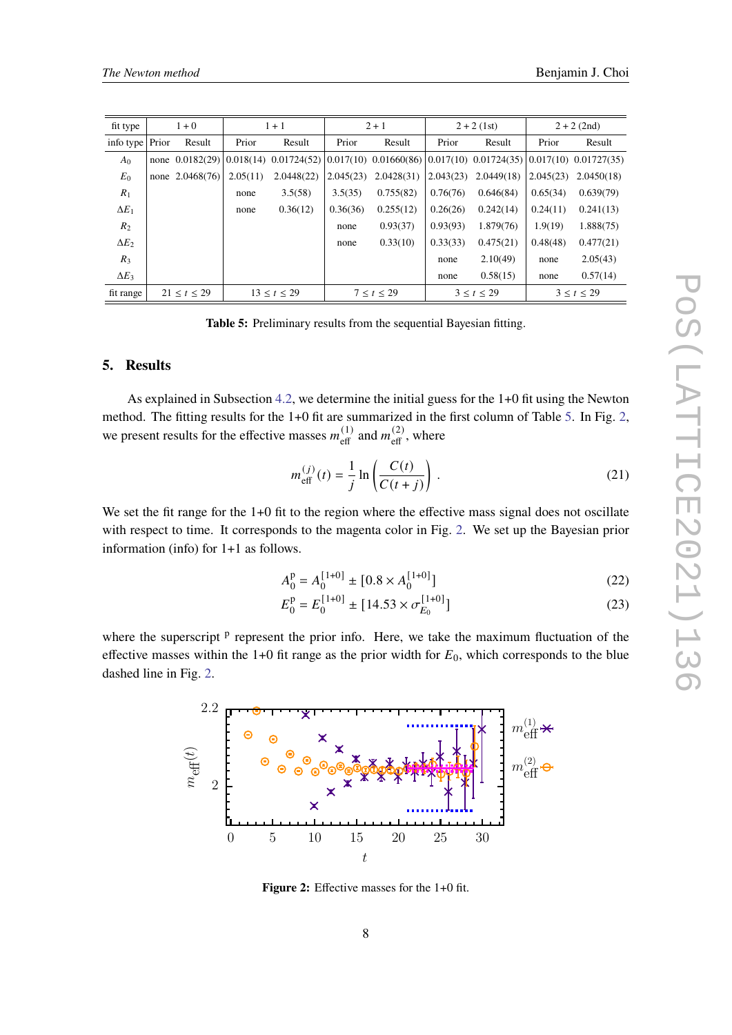| fit type | 1+0 | | 1+1 | | 2+1 | | 2+2 (1st) | | 2+2 (2nd) | |
|---|---|---|---|---|---|---|---|---|---|---|
| info type | Prior | Result | Prior | Result | Prior | Result | Prior | Result | Prior | Result |
| $A_0$ | none | 0.0182(29) | 0.018(14) | 0.01724(52) | 0.017(10) | 0.01660(86) | 0.017(10) | 0.01724(35) | 0.017(10) | 0.01727(35) |
| $E_0$ | none | 2.0468(76) | 2.05(11) | 2.0448(22) | 2.045(23) | 2.0428(31) | 2.043(23) | 2.0449(18) | 2.045(23) | 2.0450(18) |
| $R_1$ | | | none | 3.5(58) | 3.5(35) | 0.755(82) | 0.76(76) | 0.646(84) | 0.65(34) | 0.639(79) |
| $\Delta E_1$ | | | none | 0.36(12) | 0.36(36) | 0.255(12) | 0.26(26) | 0.242(14) | 0.24(11) | 0.241(13) |
| $R_2$ | | | | | none | 0.93(37) | 0.93(93) | 1.879(76) | 1.9(19) | 1.888(75) |
| $\Delta E_2$ | | | | | none | 0.33(10) | 0.33(33) | 0.475(21) | 0.48(48) | 0.477(21) |
| $R_3$ | | | | | | | none | 2.10(49) | none | 2.05(43) |
| $\Delta E_3$ | | | | | | | none | 0.58(15) | none | 0.57(14) |
| fit range | $21 \le t \le 29$ | | $13 \le t \le 29$ | | $7 \le t \le 29$ | | $3 \le t \le 29$ | | $3 \le t \le 29$ | |

**Table 5:** Preliminary results from the sequential Bayesian fitting.

## 5. Results

As explained in Subsection 4.2, we determine the initial guess for the 1+0 fit using the Newton method. The fitting results for the 1+0 fit are summarized in the first column of Table 5. In Fig. 2, we present results for the effective masses $m_{\text{eff}}^{(1)}$ and $m_{\text{eff}}^{(2)}$, where

$$m_{\text{eff}}^{(j)}(t) = \frac{1}{j} \ln\left(\frac{C(t)}{C(t+j)}\right) . \tag{21}$$

We set the fit range for the 1+0 fit to the region where the effective mass signal does not oscillate with respect to time. It corresponds to the magenta color in Fig. 2. We set up the Bayesian prior information (info) for 1+1 as follows.

$$A_0^{\text{p}} = A_0^{[1+0]} \pm [0.8 \times A_0^{[1+0]}] \tag{22}$$

$$E_0^{\text{p}} = E_0^{[1+0]} \pm [14.53 \times \sigma_{E_0}^{[1+0]}] \tag{23}$$

where the superscript $^{\text{p}}$ represent the prior info. Here, we take the maximum fluctuation of the effective masses within the 1+0 fit range as the prior width for $E_0$, which corresponds to the blue dashed line in Fig. 2.

**Figure 2:** Effective masses for the 1+0 fit.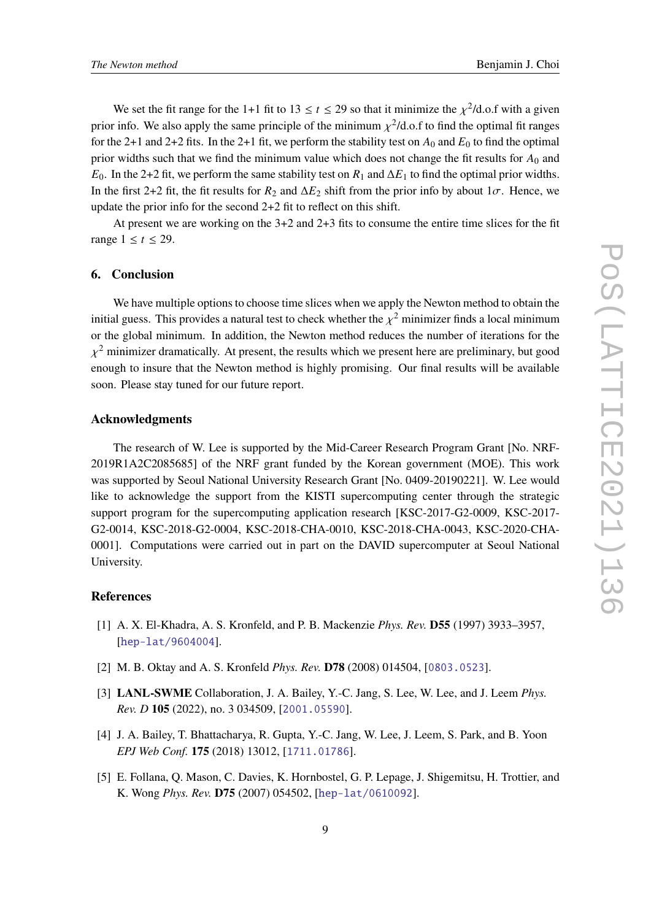We set the fit range for the 1+1 fit to $13 \leq t \leq 29$ so that it minimize the $\chi^2$/d.o.f with a given prior info. We also apply the same principle of the minimum $\chi^2$/d.o.f to find the optimal fit ranges for the 2+1 and 2+2 fits. In the 2+1 fit, we perform the stability test on $A_0$ and $E_0$ to find the optimal prior widths such that we find the minimum value which does not change the fit results for $A_0$ and $E_0$. In the 2+2 fit, we perform the same stability test on $R_1$ and $\Delta E_1$ to find the optimal prior widths. In the first 2+2 fit, the fit results for $R_2$ and $\Delta E_2$ shift from the prior info by about $1\sigma$. Hence, we update the prior info for the second 2+2 fit to reflect on this shift.

At present we are working on the 3+2 and 2+3 fits to consume the entire time slices for the fit range $1 \leq t \leq 29$.

## 6. Conclusion

We have multiple options to choose time slices when we apply the Newton method to obtain the initial guess. This provides a natural test to check whether the $\chi^2$ minimizer finds a local minimum or the global minimum. In addition, the Newton method reduces the number of iterations for the $\chi^2$ minimizer dramatically. At present, the results which we present here are preliminary, but good enough to insure that the Newton method is highly promising. Our final results will be available soon. Please stay tuned for our future report.

### Acknowledgments

The research of W. Lee is supported by the Mid-Career Research Program Grant [No. NRF-2019R1A2C2085685] of the NRF grant funded by the Korean government (MOE). This work was supported by Seoul National University Research Grant [No. 0409-20190221]. W. Lee would like to acknowledge the support from the KISTI supercomputing center through the strategic support program for the supercomputing application research [KSC-2017-G2-0009, KSC-2017-G2-0014, KSC-2018-G2-0004, KSC-2018-CHA-0010, KSC-2018-CHA-0043, KSC-2020-CHA-0001]. Computations were carried out in part on the DAVID supercomputer at Seoul National University.

### References

[1] A. X. El-Khadra, A. S. Kronfeld, and P. B. Mackenzie *Phys. Rev.* **D55** (1997) 3933–3957, [hep-lat/9604004].

[2] M. B. Oktay and A. S. Kronfeld *Phys. Rev.* **D78** (2008) 014504, [0803.0523].

[3] **LANL-SWME** Collaboration, J. A. Bailey, Y.-C. Jang, S. Lee, W. Lee, and J. Leem *Phys. Rev. D* **105** (2022), no. 3 034509, [2001.05590].

[4] J. A. Bailey, T. Bhattacharya, R. Gupta, Y.-C. Jang, W. Lee, J. Leem, S. Park, and B. Yoon *EPJ Web Conf.* **175** (2018) 13012, [1711.01786].

[5] E. Follana, Q. Mason, C. Davies, K. Hornbostel, G. P. Lepage, J. Shigemitsu, H. Trottier, and K. Wong *Phys. Rev.* **D75** (2007) 054502, [hep-lat/0610092].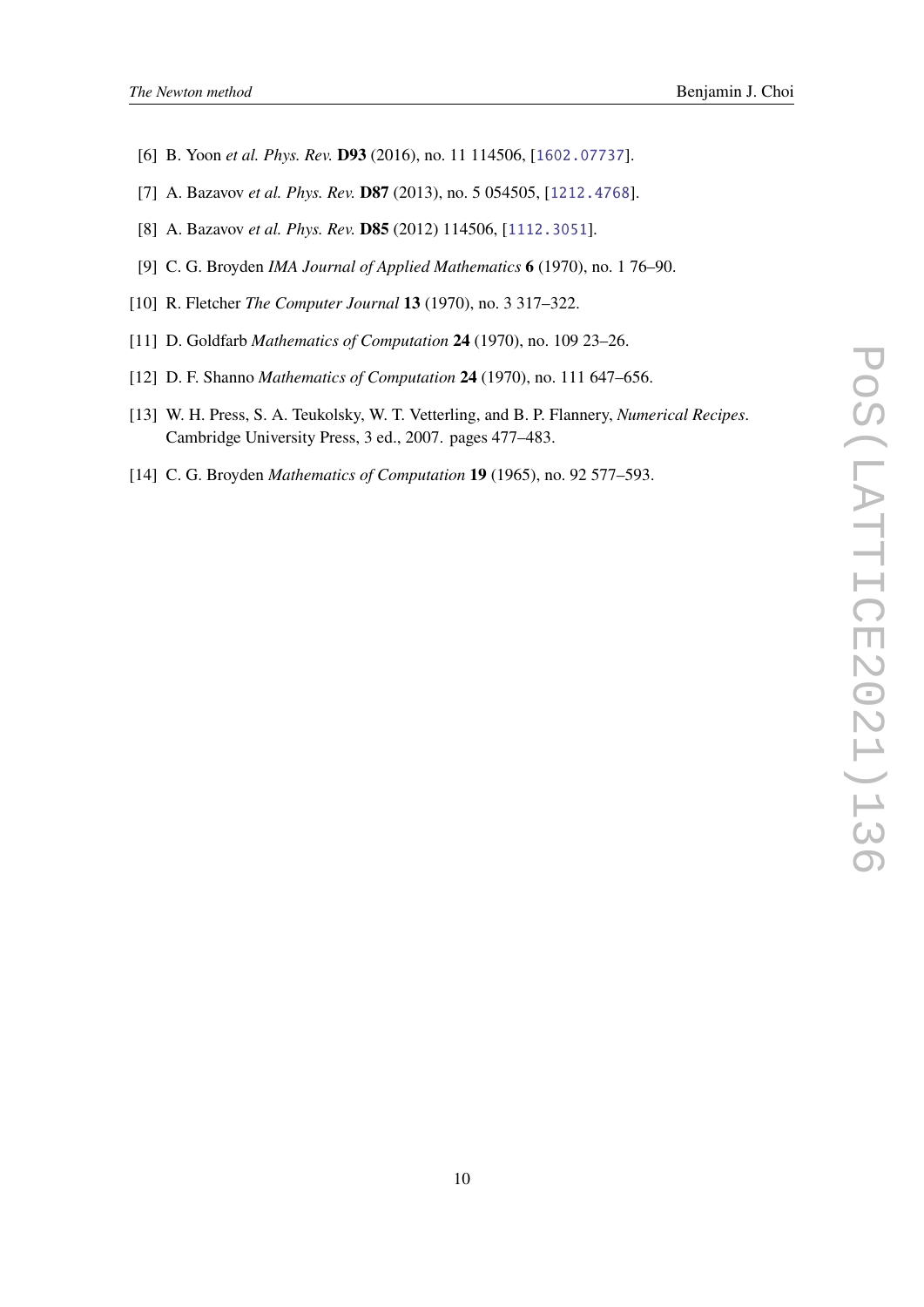[6] B. Yoon *et al. Phys. Rev.* **D93** (2016), no. 11 114506, [1602.07737].

[7] A. Bazavov *et al. Phys. Rev.* **D87** (2013), no. 5 054505, [1212.4768].

[8] A. Bazavov *et al. Phys. Rev.* **D85** (2012) 114506, [1112.3051].

[9] C. G. Broyden *IMA Journal of Applied Mathematics* **6** (1970), no. 1 76–90.

[10] R. Fletcher *The Computer Journal* **13** (1970), no. 3 317–322.

[11] D. Goldfarb *Mathematics of Computation* **24** (1970), no. 109 23–26.

[12] D. F. Shanno *Mathematics of Computation* **24** (1970), no. 111 647–656.

[13] W. H. Press, S. A. Teukolsky, W. T. Vetterling, and B. P. Flannery, *Numerical Recipes*. Cambridge University Press, 3 ed., 2007. pages 477–483.

[14] C. G. Broyden *Mathematics of Computation* **19** (1965), no. 92 577–593.